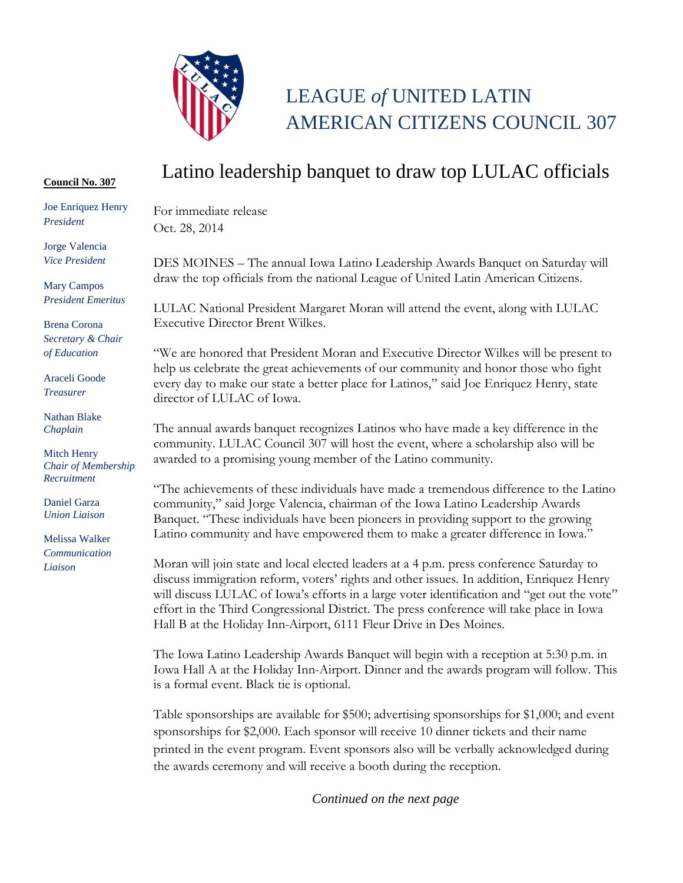# LEAGUE *of* UNITED LATIN AMERICAN CITIZENS COUNCIL 307

**Council No. 307**

Joe Enriquez Henry
*President*

Jorge Valencia
*Vice President*

Mary Campos
*President Emeritus*

Brena Corona
*Secretary & Chair of Education*

Araceli Goode
*Treasurer*

Nathan Blake
*Chaplain*

Mitch Henry
*Chair of Membership Recruitment*

Daniel Garza
*Union Liaison*

Melissa Walker
*Communication Liaison*

## Latino leadership banquet to draw top LULAC officials

For immediate release
Oct. 28, 2014

DES MOINES – The annual Iowa Latino Leadership Awards Banquet on Saturday will draw the top officials from the national League of United Latin American Citizens.

LULAC National President Margaret Moran will attend the event, along with LULAC Executive Director Brent Wilkes.

"We are honored that President Moran and Executive Director Wilkes will be present to help us celebrate the great achievements of our community and honor those who fight every day to make our state a better place for Latinos," said Joe Enriquez Henry, state director of LULAC of Iowa.

The annual awards banquet recognizes Latinos who have made a key difference in the community. LULAC Council 307 will host the event, where a scholarship also will be awarded to a promising young member of the Latino community.

"The achievements of these individuals have made a tremendous difference to the Latino community," said Jorge Valencia, chairman of the Iowa Latino Leadership Awards Banquet. "These individuals have been pioneers in providing support to the growing Latino community and have empowered them to make a greater difference in Iowa."

Moran will join state and local elected leaders at a 4 p.m. press conference Saturday to discuss immigration reform, voters' rights and other issues. In addition, Enriquez Henry will discuss LULAC of Iowa's efforts in a large voter identification and "get out the vote" effort in the Third Congressional District. The press conference will take place in Iowa Hall B at the Holiday Inn-Airport, 6111 Fleur Drive in Des Moines.

The Iowa Latino Leadership Awards Banquet will begin with a reception at 5:30 p.m. in Iowa Hall A at the Holiday Inn-Airport. Dinner and the awards program will follow. This is a formal event. Black tie is optional.

Table sponsorships are available for $500; advertising sponsorships for $1,000; and event sponsorships for $2,000. Each sponsor will receive 10 dinner tickets and their name printed in the event program. Event sponsors also will be verbally acknowledged during the awards ceremony and will receive a booth during the reception.

*Continued on the next page*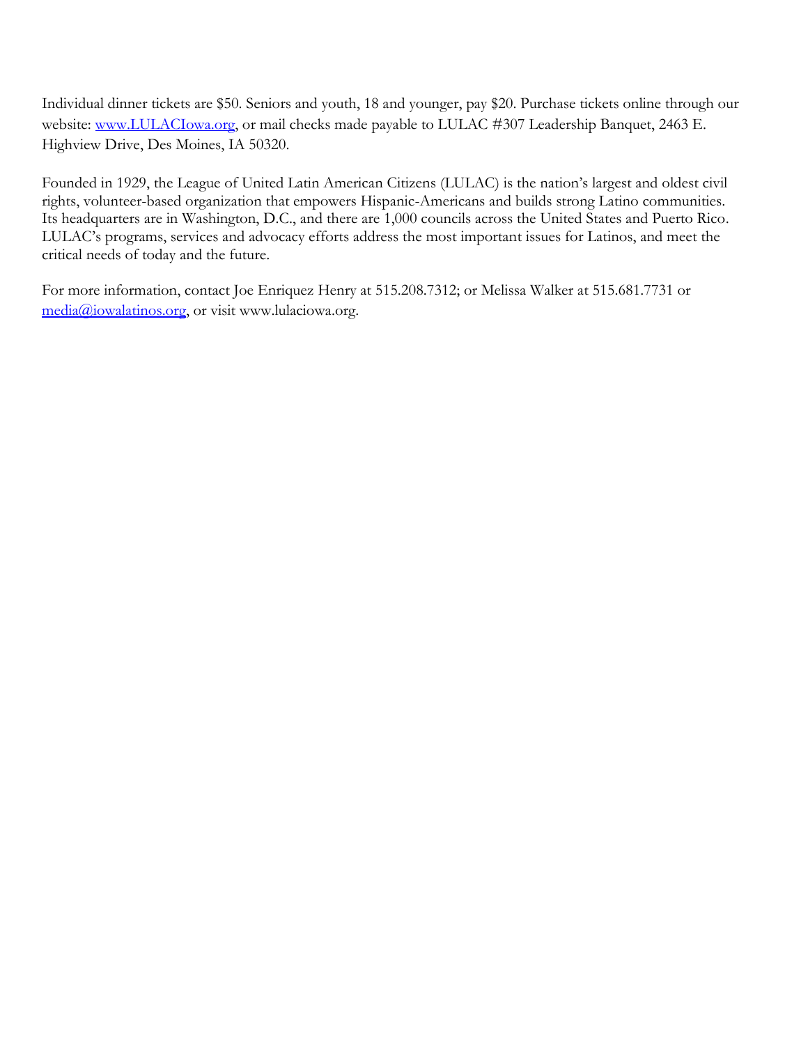Individual dinner tickets are $50. Seniors and youth, 18 and younger, pay $20. Purchase tickets online through our website: www.LULACIowa.org, or mail checks made payable to LULAC #307 Leadership Banquet, 2463 E. Highview Drive, Des Moines, IA 50320.

Founded in 1929, the League of United Latin American Citizens (LULAC) is the nation's largest and oldest civil rights, volunteer-based organization that empowers Hispanic-Americans and builds strong Latino communities. Its headquarters are in Washington, D.C., and there are 1,000 councils across the United States and Puerto Rico. LULAC's programs, services and advocacy efforts address the most important issues for Latinos, and meet the critical needs of today and the future.

For more information, contact Joe Enriquez Henry at 515.208.7312; or Melissa Walker at 515.681.7731 or media@iowalatinos.org, or visit www.lulaciowa.org.